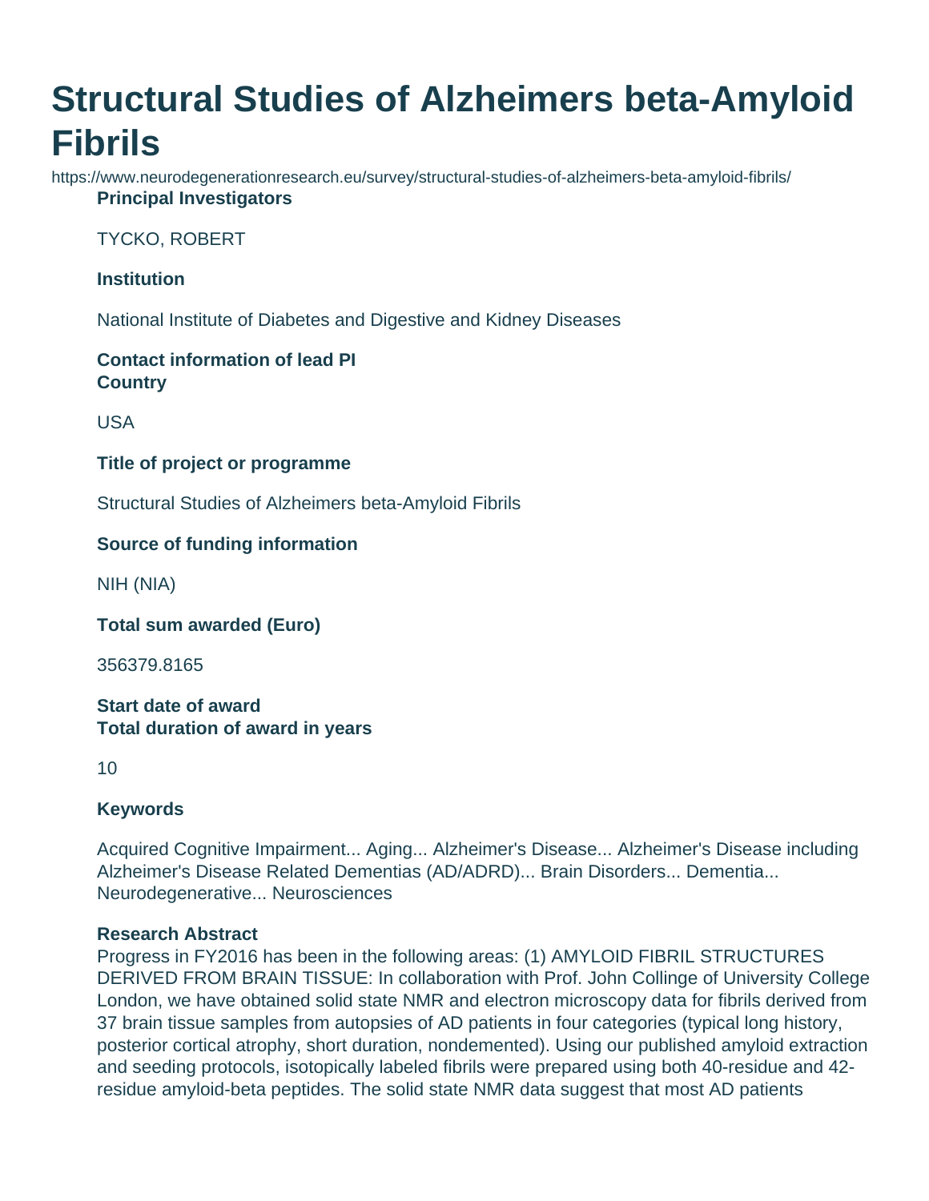# Structural Studies of Alzheimers beta-Amyloid Fibrils

https://www.neurodegenerationresearch.eu/survey/structural-studies-of-alzheimers-beta-amyloid-fibrils/

**Principal Investigators**

TYCKO, ROBERT

**Institution**

National Institute of Diabetes and Digestive and Kidney Diseases

**Contact information of lead PI**

**Country**

USA

**Title of project or programme**

Structural Studies of Alzheimers beta-Amyloid Fibrils

**Source of funding information**

NIH (NIA)

**Total sum awarded (Euro)**

356379.8165

**Start date of award**

**Total duration of award in years**

10

**Keywords**

Acquired Cognitive Impairment... Aging... Alzheimer's Disease... Alzheimer's Disease including Alzheimer's Disease Related Dementias (AD/ADRD)... Brain Disorders... Dementia... Neurodegenerative... Neurosciences

**Research Abstract**

Progress in FY2016 has been in the following areas: (1) AMYLOID FIBRIL STRUCTURES DERIVED FROM BRAIN TISSUE: In collaboration with Prof. John Collinge of University College London, we have obtained solid state NMR and electron microscopy data for fibrils derived from 37 brain tissue samples from autopsies of AD patients in four categories (typical long history, posterior cortical atrophy, short duration, nondemented). Using our published amyloid extraction and seeding protocols, isotopically labeled fibrils were prepared using both 40-residue and 42-residue amyloid-beta peptides. The solid state NMR data suggest that most AD patients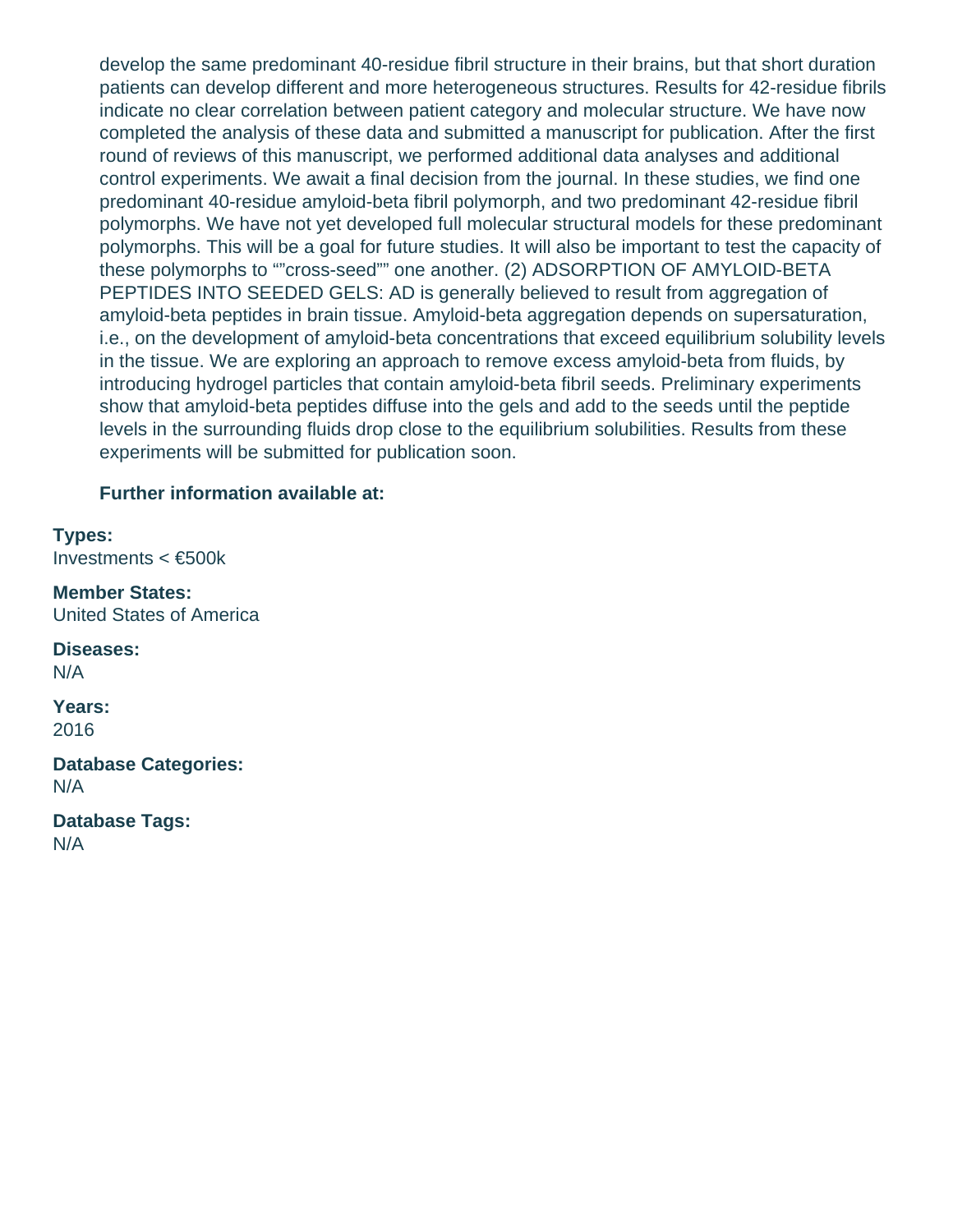develop the same predominant 40-residue fibril structure in their brains, but that short duration patients can develop different and more heterogeneous structures. Results for 42-residue fibrils indicate no clear correlation between patient category and molecular structure. We have now completed the analysis of these data and submitted a manuscript for publication. After the first round of reviews of this manuscript, we performed additional data analyses and additional control experiments. We await a final decision from the journal. In these studies, we find one predominant 40-residue amyloid-beta fibril polymorph, and two predominant 42-residue fibril polymorphs. We have not yet developed full molecular structural models for these predominant polymorphs. This will be a goal for future studies. It will also be important to test the capacity of these polymorphs to “”cross-seed”” one another. (2) ADSORPTION OF AMYLOID-BETA PEPTIDES INTO SEEDED GELS: AD is generally believed to result from aggregation of amyloid-beta peptides in brain tissue. Amyloid-beta aggregation depends on supersaturation, i.e., on the development of amyloid-beta concentrations that exceed equilibrium solubility levels in the tissue. We are exploring an approach to remove excess amyloid-beta from fluids, by introducing hydrogel particles that contain amyloid-beta fibril seeds. Preliminary experiments show that amyloid-beta peptides diffuse into the gels and add to the seeds until the peptide levels in the surrounding fluids drop close to the equilibrium solubilities. Results from these experiments will be submitted for publication soon.

**Further information available at:**

**Types:**
Investments < €500k

**Member States:**
United States of America

**Diseases:**
N/A

**Years:**
2016

**Database Categories:**
N/A

**Database Tags:**
N/A